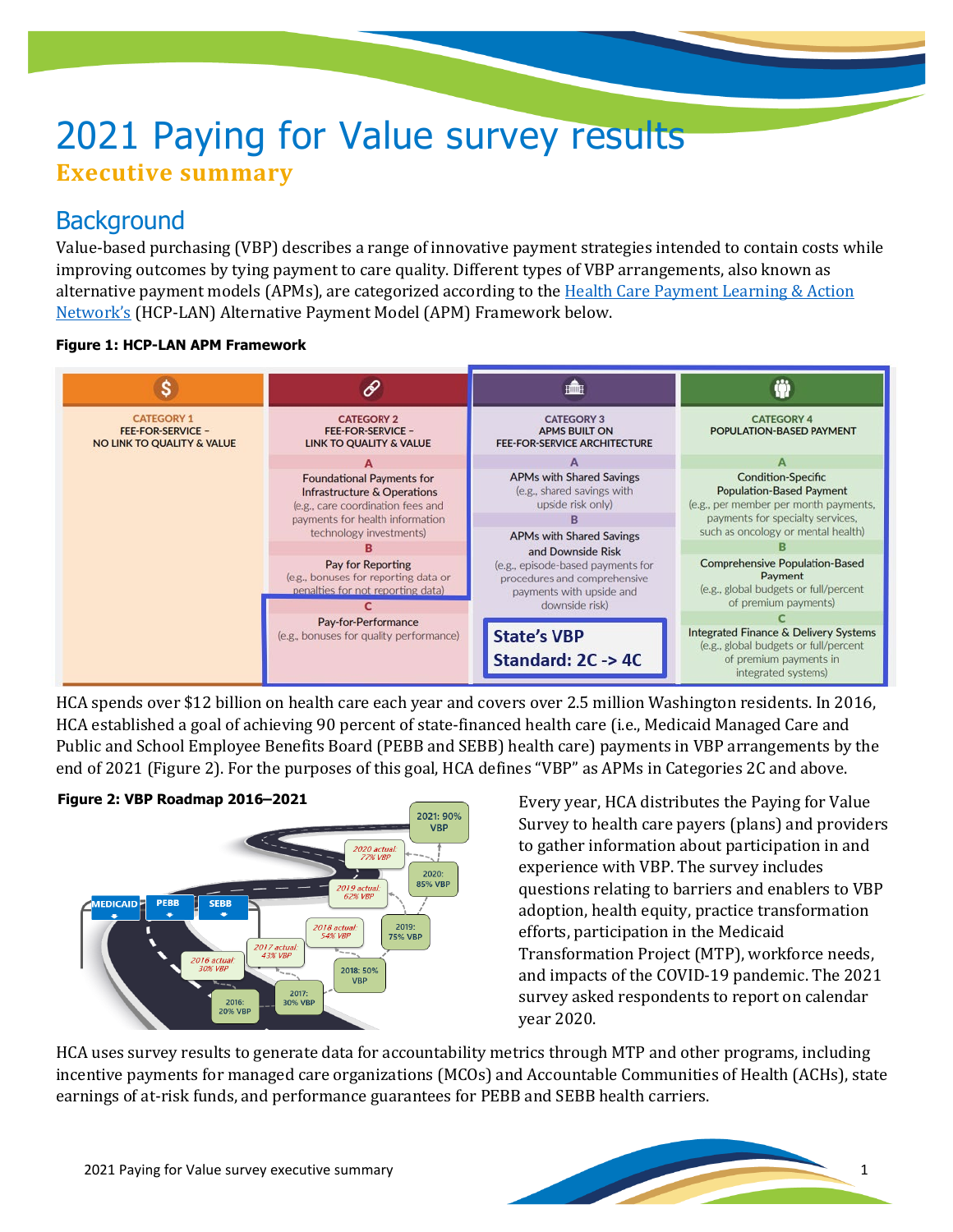# 2021 Paying for Value survey results

**Executive summary**

## Background

Value-based purchasing (VBP) describes a range of innovative payment strategies intended to contain costs while improving outcomes by tying payment to care quality. Different types of VBP arrangements, also known as alternative payment models (APMs), are categorized according to the Health Care Payment Learning & Action Network's (HCP-LAN) Alternative Payment Model (APM) Framework below.

**Figure 1: HCP-LAN APM Framework**

| CATEGORY 1 FEE-FOR-SERVICE – NO LINK TO QUALITY & VALUE | CATEGORY 2 FEE-FOR-SERVICE – LINK TO QUALITY & VALUE | CATEGORY 3 APMS BUILT ON FEE-FOR-SERVICE ARCHITECTURE | CATEGORY 4 POPULATION-BASED PAYMENT |
|---|---|---|---|
| | **A** Foundational Payments for Infrastructure & Operations (e.g., care coordination fees and payments for health information technology investments) | **A** APMs with Shared Savings (e.g., shared savings with upside risk only) | **A** Condition-Specific Population-Based Payment (e.g., per member per month payments, payments for specialty services, such as oncology or mental health) |
| | **B** Pay for Reporting (e.g., bonuses for reporting data or penalties for not reporting data) | **B** APMs with Shared Savings and Downside Risk (e.g., episode-based payments for procedures and comprehensive payments with upside and downside risk) | **B** Comprehensive Population-Based Payment (e.g., global budgets or full/percent of premium payments) |
| | **C** Pay-for-Performance (e.g., bonuses for quality performance) | State's VBP Standard: 2C -> 4C | **C** Integrated Finance & Delivery Systems (e.g., global budgets or full/percent of premium payments in integrated systems) |

HCA spends over $12 billion on health care each year and covers over 2.5 million Washington residents. In 2016, HCA established a goal of achieving 90 percent of state-financed health care (i.e., Medicaid Managed Care and Public and School Employee Benefits Board (PEBB and SEBB) health care) payments in VBP arrangements by the end of 2021 (Figure 2). For the purposes of this goal, HCA defines "VBP" as APMs in Categories 2C and above.

**Figure 2: VBP Roadmap 2016–2021**

| Year | Target | Actual |
|---|---|---|
| 2016 | 20% VBP | 30% VBP |
| 2017 | 30% VBP | 43% VBP |
| 2018 | 50% VBP | 54% VBP |
| 2019 | 75% VBP | 62% VBP |
| 2020 | 85% VBP | 77% VBP |
| 2021 | 90% VBP | |

Every year, HCA distributes the Paying for Value Survey to health care payers (plans) and providers to gather information about participation in and experience with VBP. The survey includes questions relating to barriers and enablers to VBP adoption, health equity, practice transformation efforts, participation in the Medicaid Transformation Project (MTP), workforce needs, and impacts of the COVID-19 pandemic. The 2021 survey asked respondents to report on calendar year 2020.

HCA uses survey results to generate data for accountability metrics through MTP and other programs, including incentive payments for managed care organizations (MCOs) and Accountable Communities of Health (ACHs), state earnings of at-risk funds, and performance guarantees for PEBB and SEBB health carriers.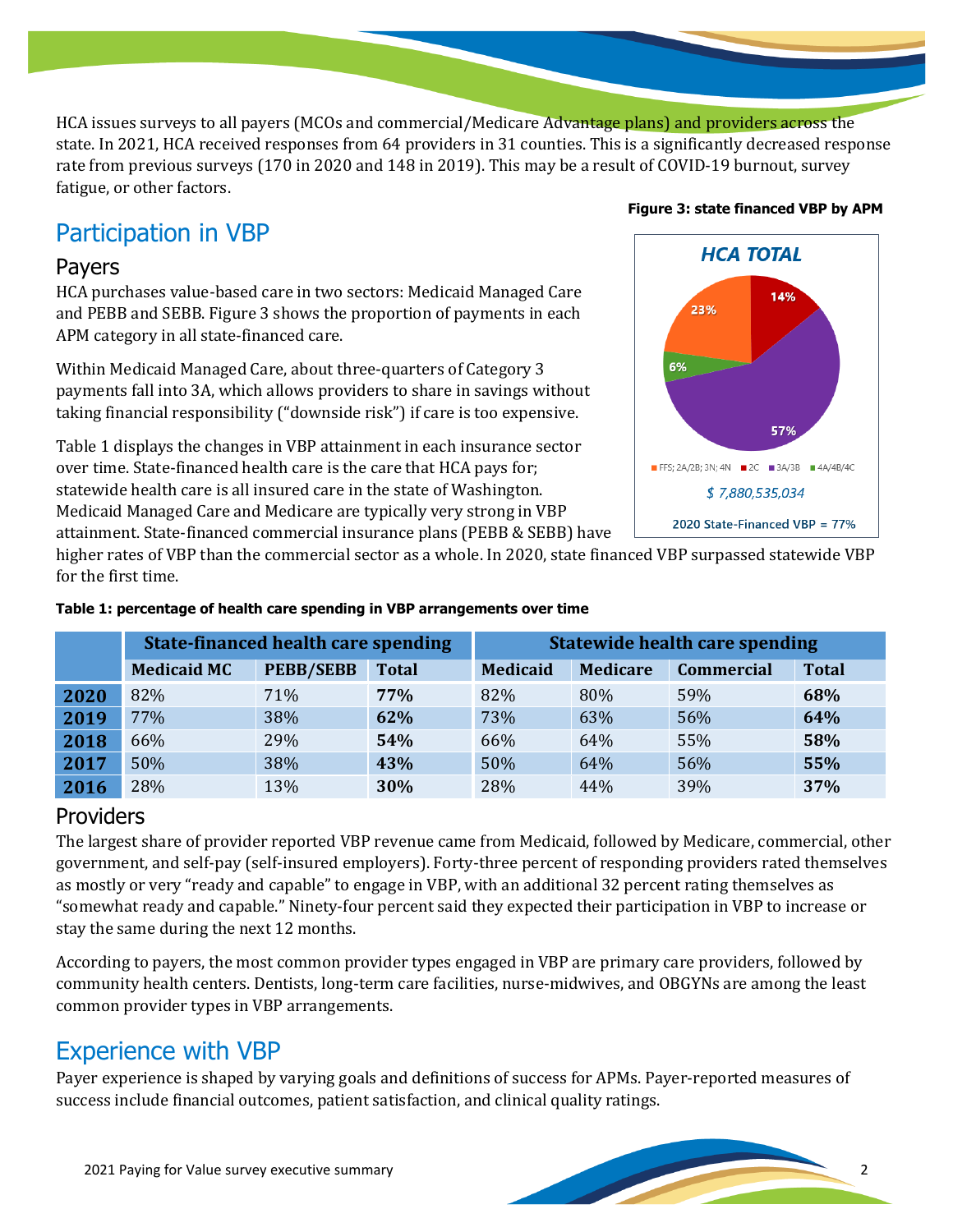HCA issues surveys to all payers (MCOs and commercial/Medicare Advantage plans) and providers across the state. In 2021, HCA received responses from 64 providers in 31 counties. This is a significantly decreased response rate from previous surveys (170 in 2020 and 148 in 2019). This may be a result of COVID-19 burnout, survey fatigue, or other factors.

## Participation in VBP

### Payers

HCA purchases value-based care in two sectors: Medicaid Managed Care and PEBB and SEBB. Figure 3 shows the proportion of payments in each APM category in all state-financed care.

**Figure 3: state financed VBP by APM**

HCA TOTAL

23% | 14% | 6% | 57%

FFS; 2A/2B; 3N; 4N | 2C | 3A/3B | 4A/4B/4C

$ 7,880,535,034

2020 State-Financed VBP = 77%

Within Medicaid Managed Care, about three-quarters of Category 3 payments fall into 3A, which allows providers to share in savings without taking financial responsibility ("downside risk") if care is too expensive.

Table 1 displays the changes in VBP attainment in each insurance sector over time. State-financed health care is the care that HCA pays for; statewide health care is all insured care in the state of Washington. Medicaid Managed Care and Medicare are typically very strong in VBP attainment. State-financed commercial insurance plans (PEBB & SEBB) have higher rates of VBP than the commercial sector as a whole. In 2020, state financed VBP surpassed statewide VBP for the first time.

**Table 1: percentage of health care spending in VBP arrangements over time**

| | State-financed health care spending | | | Statewide health care spending | | | |
|---|---|---|---|---|---|---|---|
| | Medicaid MC | PEBB/SEBB | Total | Medicaid | Medicare | Commercial | Total |
| **2020** | 82% | 71% | **77%** | 82% | 80% | 59% | **68%** |
| **2019** | 77% | 38% | **62%** | 73% | 63% | 56% | **64%** |
| **2018** | 66% | 29% | **54%** | 66% | 64% | 55% | **58%** |
| **2017** | 50% | 38% | **43%** | 50% | 64% | 56% | **55%** |
| **2016** | 28% | 13% | **30%** | 28% | 44% | 39% | **37%** |

### Providers

The largest share of provider reported VBP revenue came from Medicaid, followed by Medicare, commercial, other government, and self-pay (self-insured employers). Forty-three percent of responding providers rated themselves as mostly or very "ready and capable" to engage in VBP, with an additional 32 percent rating themselves as "somewhat ready and capable." Ninety-four percent said they expected their participation in VBP to increase or stay the same during the next 12 months.

According to payers, the most common provider types engaged in VBP are primary care providers, followed by community health centers. Dentists, long-term care facilities, nurse-midwives, and OBGYNs are among the least common provider types in VBP arrangements.

## Experience with VBP

Payer experience is shaped by varying goals and definitions of success for APMs. Payer-reported measures of success include financial outcomes, patient satisfaction, and clinical quality ratings.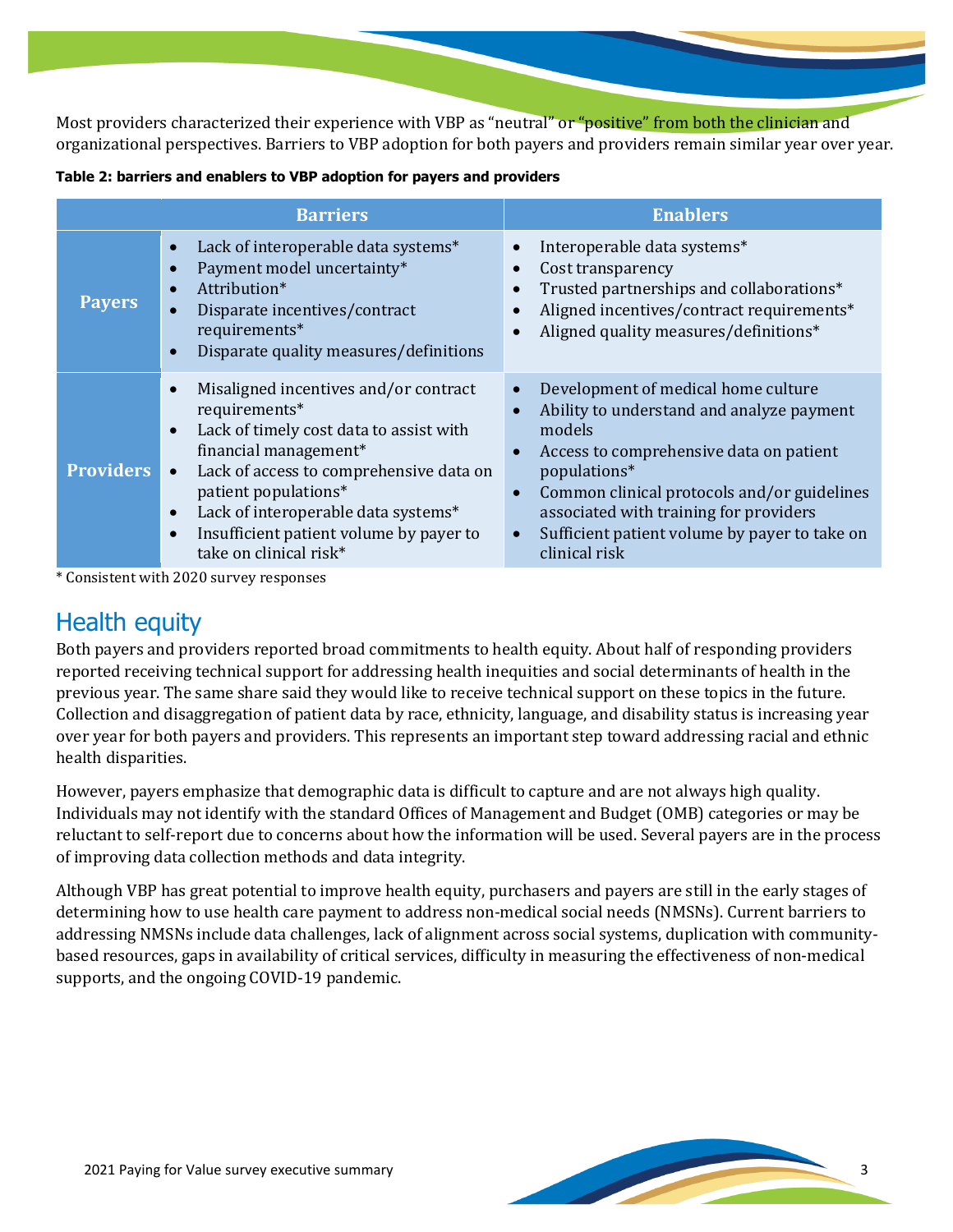Most providers characterized their experience with VBP as "neutral" or "positive" from both the clinician and organizational perspectives. Barriers to VBP adoption for both payers and providers remain similar year over year.

**Table 2: barriers and enablers to VBP adoption for payers and providers**

| | Barriers | Enablers |
|---|---|---|
| **Payers** | • Lack of interoperable data systems*<br>• Payment model uncertainty*<br>• Attribution*<br>• Disparate incentives/contract requirements*<br>• Disparate quality measures/definitions | • Interoperable data systems*<br>• Cost transparency<br>• Trusted partnerships and collaborations*<br>• Aligned incentives/contract requirements*<br>• Aligned quality measures/definitions* |
| **Providers** | • Misaligned incentives and/or contract requirements*<br>• Lack of timely cost data to assist with financial management*<br>• Lack of access to comprehensive data on patient populations*<br>• Lack of interoperable data systems*<br>• Insufficient patient volume by payer to take on clinical risk* | • Development of medical home culture<br>• Ability to understand and analyze payment models<br>• Access to comprehensive data on patient populations*<br>• Common clinical protocols and/or guidelines associated with training for providers<br>• Sufficient patient volume by payer to take on clinical risk |

* Consistent with 2020 survey responses

## Health equity

Both payers and providers reported broad commitments to health equity. About half of responding providers reported receiving technical support for addressing health inequities and social determinants of health in the previous year. The same share said they would like to receive technical support on these topics in the future. Collection and disaggregation of patient data by race, ethnicity, language, and disability status is increasing year over year for both payers and providers. This represents an important step toward addressing racial and ethnic health disparities.

However, payers emphasize that demographic data is difficult to capture and are not always high quality. Individuals may not identify with the standard Offices of Management and Budget (OMB) categories or may be reluctant to self-report due to concerns about how the information will be used. Several payers are in the process of improving data collection methods and data integrity.

Although VBP has great potential to improve health equity, purchasers and payers are still in the early stages of determining how to use health care payment to address non-medical social needs (NMSNs). Current barriers to addressing NMSNs include data challenges, lack of alignment across social systems, duplication with community-based resources, gaps in availability of critical services, difficulty in measuring the effectiveness of non-medical supports, and the ongoing COVID-19 pandemic.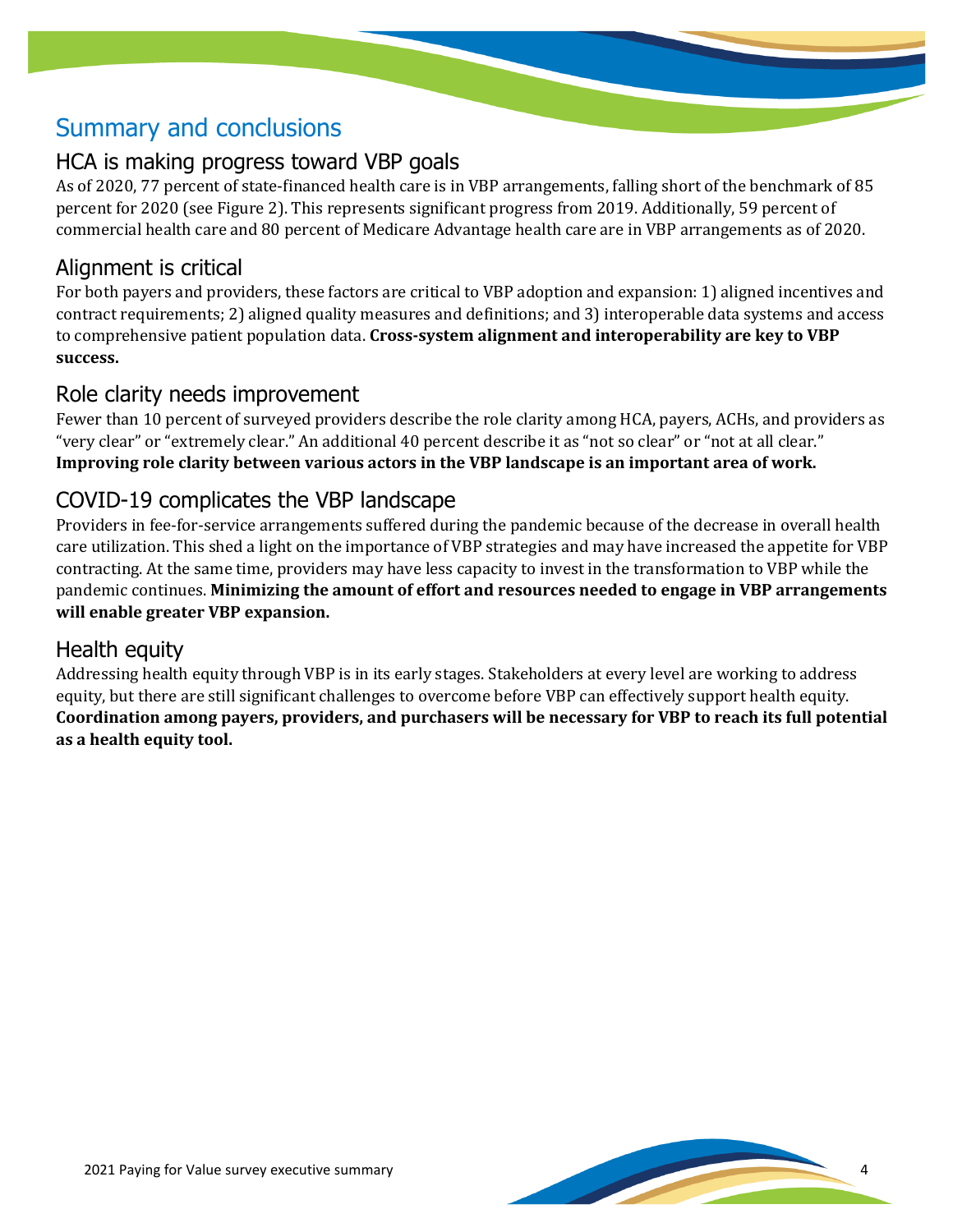# Summary and conclusions

## HCA is making progress toward VBP goals

As of 2020, 77 percent of state-financed health care is in VBP arrangements, falling short of the benchmark of 85 percent for 2020 (see Figure 2). This represents significant progress from 2019. Additionally, 59 percent of commercial health care and 80 percent of Medicare Advantage health care are in VBP arrangements as of 2020.

## Alignment is critical

For both payers and providers, these factors are critical to VBP adoption and expansion: 1) aligned incentives and contract requirements; 2) aligned quality measures and definitions; and 3) interoperable data systems and access to comprehensive patient population data. **Cross-system alignment and interoperability are key to VBP success.**

## Role clarity needs improvement

Fewer than 10 percent of surveyed providers describe the role clarity among HCA, payers, ACHs, and providers as "very clear" or "extremely clear." An additional 40 percent describe it as "not so clear" or "not at all clear." **Improving role clarity between various actors in the VBP landscape is an important area of work.**

## COVID-19 complicates the VBP landscape

Providers in fee-for-service arrangements suffered during the pandemic because of the decrease in overall health care utilization. This shed a light on the importance of VBP strategies and may have increased the appetite for VBP contracting. At the same time, providers may have less capacity to invest in the transformation to VBP while the pandemic continues. **Minimizing the amount of effort and resources needed to engage in VBP arrangements will enable greater VBP expansion.**

## Health equity

Addressing health equity through VBP is in its early stages. Stakeholders at every level are working to address equity, but there are still significant challenges to overcome before VBP can effectively support health equity. **Coordination among payers, providers, and purchasers will be necessary for VBP to reach its full potential as a health equity tool.**